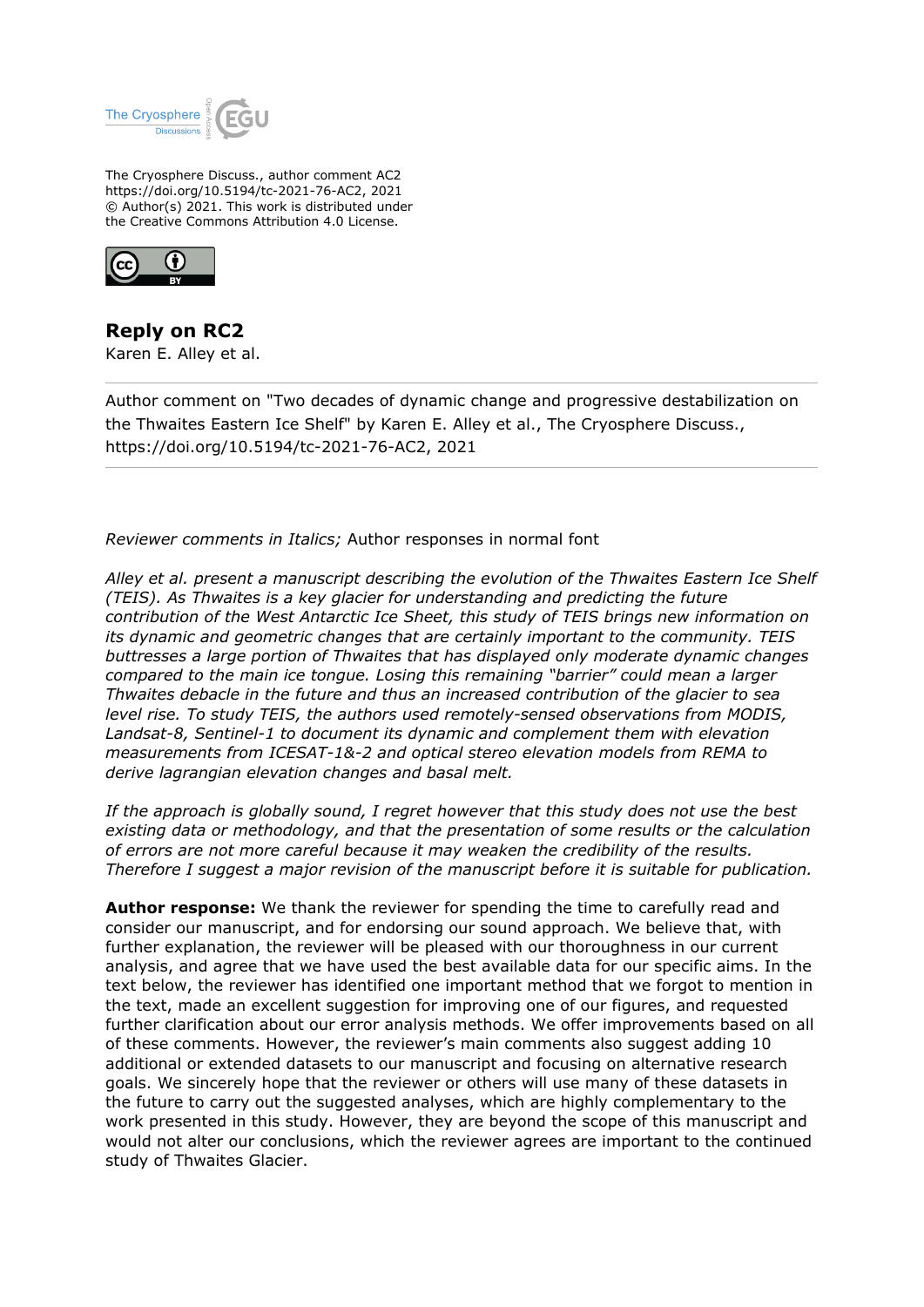The Cryosphere Discussions

The Cryosphere Discuss., author comment AC2
https://doi.org/10.5194/tc-2021-76-AC2, 2021
© Author(s) 2021. This work is distributed under
the Creative Commons Attribution 4.0 License.

## Reply on RC2

Karen E. Alley et al.

---

Author comment on "Two decades of dynamic change and progressive destabilization on the Thwaites Eastern Ice Shelf" by Karen E. Alley et al., The Cryosphere Discuss., https://doi.org/10.5194/tc-2021-76-AC2, 2021

---

*Reviewer comments in Italics;* Author responses in normal font

*Alley et al. present a manuscript describing the evolution of the Thwaites Eastern Ice Shelf (TEIS). As Thwaites is a key glacier for understanding and predicting the future contribution of the West Antarctic Ice Sheet, this study of TEIS brings new information on its dynamic and geometric changes that are certainly important to the community. TEIS buttresses a large portion of Thwaites that has displayed only moderate dynamic changes compared to the main ice tongue. Losing this remaining "barrier" could mean a larger Thwaites debacle in the future and thus an increased contribution of the glacier to sea level rise. To study TEIS, the authors used remotely-sensed observations from MODIS, Landsat-8, Sentinel-1 to document its dynamic and complement them with elevation measurements from ICESAT-1&-2 and optical stereo elevation models from REMA to derive lagrangian elevation changes and basal melt.*

*If the approach is globally sound, I regret however that this study does not use the best existing data or methodology, and that the presentation of some results or the calculation of errors are not more careful because it may weaken the credibility of the results. Therefore I suggest a major revision of the manuscript before it is suitable for publication.*

**Author response:** We thank the reviewer for spending the time to carefully read and consider our manuscript, and for endorsing our sound approach. We believe that, with further explanation, the reviewer will be pleased with our thoroughness in our current analysis, and agree that we have used the best available data for our specific aims. In the text below, the reviewer has identified one important method that we forgot to mention in the text, made an excellent suggestion for improving one of our figures, and requested further clarification about our error analysis methods. We offer improvements based on all of these comments. However, the reviewer's main comments also suggest adding 10 additional or extended datasets to our manuscript and focusing on alternative research goals. We sincerely hope that the reviewer or others will use many of these datasets in the future to carry out the suggested analyses, which are highly complementary to the work presented in this study. However, they are beyond the scope of this manuscript and would not alter our conclusions, which the reviewer agrees are important to the continued study of Thwaites Glacier.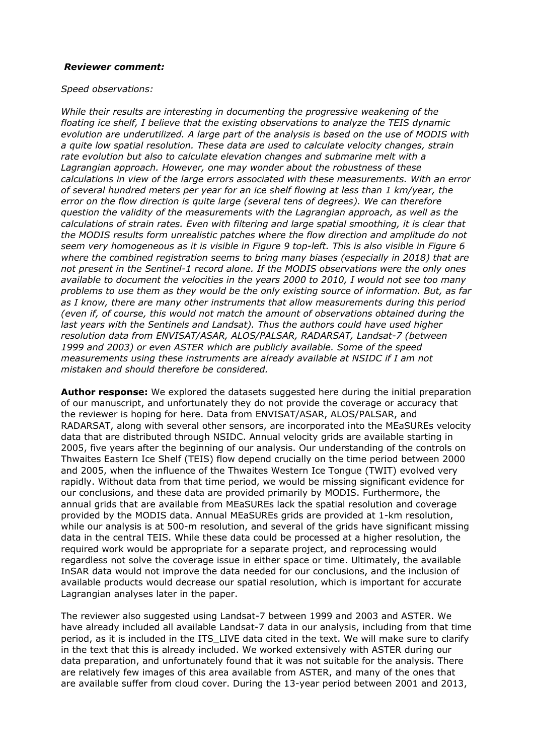***Reviewer comment:***

*Speed observations:*

*While their results are interesting in documenting the progressive weakening of the floating ice shelf, I believe that the existing observations to analyze the TEIS dynamic evolution are underutilized. A large part of the analysis is based on the use of MODIS with a quite low spatial resolution. These data are used to calculate velocity changes, strain rate evolution but also to calculate elevation changes and submarine melt with a Lagrangian approach. However, one may wonder about the robustness of these calculations in view of the large errors associated with these measurements. With an error of several hundred meters per year for an ice shelf flowing at less than 1 km/year, the error on the flow direction is quite large (several tens of degrees). We can therefore question the validity of the measurements with the Lagrangian approach, as well as the calculations of strain rates. Even with filtering and large spatial smoothing, it is clear that the MODIS results form unrealistic patches where the flow direction and amplitude do not seem very homogeneous as it is visible in Figure 9 top-left. This is also visible in Figure 6 where the combined registration seems to bring many biases (especially in 2018) that are not present in the Sentinel-1 record alone. If the MODIS observations were the only ones available to document the velocities in the years 2000 to 2010, I would not see too many problems to use them as they would be the only existing source of information. But, as far as I know, there are many other instruments that allow measurements during this period (even if, of course, this would not match the amount of observations obtained during the last years with the Sentinels and Landsat). Thus the authors could have used higher resolution data from ENVISAT/ASAR, ALOS/PALSAR, RADARSAT, Landsat-7 (between 1999 and 2003) or even ASTER which are publicly available. Some of the speed measurements using these instruments are already available at NSIDC if I am not mistaken and should therefore be considered.*

**Author response:** We explored the datasets suggested here during the initial preparation of our manuscript, and unfortunately they do not provide the coverage or accuracy that the reviewer is hoping for here. Data from ENVISAT/ASAR, ALOS/PALSAR, and RADARSAT, along with several other sensors, are incorporated into the MEaSUREs velocity data that are distributed through NSIDC. Annual velocity grids are available starting in 2005, five years after the beginning of our analysis. Our understanding of the controls on Thwaites Eastern Ice Shelf (TEIS) flow depend crucially on the time period between 2000 and 2005, when the influence of the Thwaites Western Ice Tongue (TWIT) evolved very rapidly. Without data from that time period, we would be missing significant evidence for our conclusions, and these data are provided primarily by MODIS. Furthermore, the annual grids that are available from MEaSUREs lack the spatial resolution and coverage provided by the MODIS data. Annual MEaSUREs grids are provided at 1-km resolution, while our analysis is at 500-m resolution, and several of the grids have significant missing data in the central TEIS. While these data could be processed at a higher resolution, the required work would be appropriate for a separate project, and reprocessing would regardless not solve the coverage issue in either space or time. Ultimately, the available InSAR data would not improve the data needed for our conclusions, and the inclusion of available products would decrease our spatial resolution, which is important for accurate Lagrangian analyses later in the paper.

The reviewer also suggested using Landsat-7 between 1999 and 2003 and ASTER. We have already included all available Landsat-7 data in our analysis, including from that time period, as it is included in the ITS_LIVE data cited in the text. We will make sure to clarify in the text that this is already included. We worked extensively with ASTER during our data preparation, and unfortunately found that it was not suitable for the analysis. There are relatively few images of this area available from ASTER, and many of the ones that are available suffer from cloud cover. During the 13-year period between 2001 and 2013,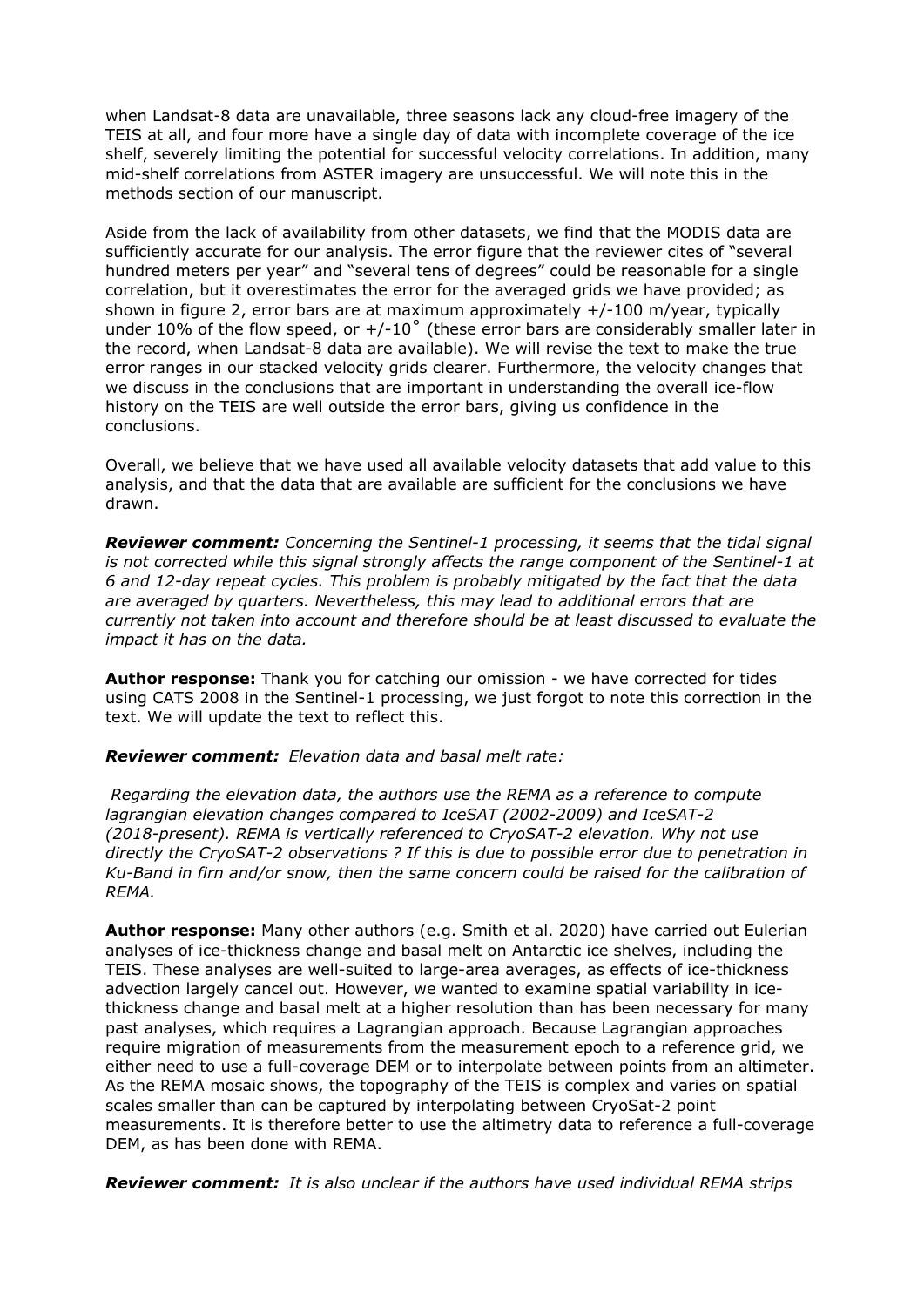when Landsat-8 data are unavailable, three seasons lack any cloud-free imagery of the TEIS at all, and four more have a single day of data with incomplete coverage of the ice shelf, severely limiting the potential for successful velocity correlations. In addition, many mid-shelf correlations from ASTER imagery are unsuccessful. We will note this in the methods section of our manuscript.

Aside from the lack of availability from other datasets, we find that the MODIS data are sufficiently accurate for our analysis. The error figure that the reviewer cites of "several hundred meters per year" and "several tens of degrees" could be reasonable for a single correlation, but it overestimates the error for the averaged grids we have provided; as shown in figure 2, error bars are at maximum approximately +/-100 m/year, typically under 10% of the flow speed, or +/-10˚ (these error bars are considerably smaller later in the record, when Landsat-8 data are available). We will revise the text to make the true error ranges in our stacked velocity grids clearer. Furthermore, the velocity changes that we discuss in the conclusions that are important in understanding the overall ice-flow history on the TEIS are well outside the error bars, giving us confidence in the conclusions.

Overall, we believe that we have used all available velocity datasets that add value to this analysis, and that the data that are available are sufficient for the conclusions we have drawn.

***Reviewer comment:*** *Concerning the Sentinel-1 processing, it seems that the tidal signal is not corrected while this signal strongly affects the range component of the Sentinel-1 at 6 and 12-day repeat cycles. This problem is probably mitigated by the fact that the data are averaged by quarters. Nevertheless, this may lead to additional errors that are currently not taken into account and therefore should be at least discussed to evaluate the impact it has on the data.*

**Author response:** Thank you for catching our omission - we have corrected for tides using CATS 2008 in the Sentinel-1 processing, we just forgot to note this correction in the text. We will update the text to reflect this.

***Reviewer comment:*** *Elevation data and basal melt rate:*

*Regarding the elevation data, the authors use the REMA as a reference to compute lagrangian elevation changes compared to IceSAT (2002-2009) and IceSAT-2 (2018-present). REMA is vertically referenced to CryoSAT-2 elevation. Why not use directly the CryoSAT-2 observations ? If this is due to possible error due to penetration in Ku-Band in firn and/or snow, then the same concern could be raised for the calibration of REMA.*

**Author response:** Many other authors (e.g. Smith et al. 2020) have carried out Eulerian analyses of ice-thickness change and basal melt on Antarctic ice shelves, including the TEIS. These analyses are well-suited to large-area averages, as effects of ice-thickness advection largely cancel out. However, we wanted to examine spatial variability in ice-thickness change and basal melt at a higher resolution than has been necessary for many past analyses, which requires a Lagrangian approach. Because Lagrangian approaches require migration of measurements from the measurement epoch to a reference grid, we either need to use a full-coverage DEM or to interpolate between points from an altimeter. As the REMA mosaic shows, the topography of the TEIS is complex and varies on spatial scales smaller than can be captured by interpolating between CryoSat-2 point measurements. It is therefore better to use the altimetry data to reference a full-coverage DEM, as has been done with REMA.

***Reviewer comment:*** *It is also unclear if the authors have used individual REMA strips*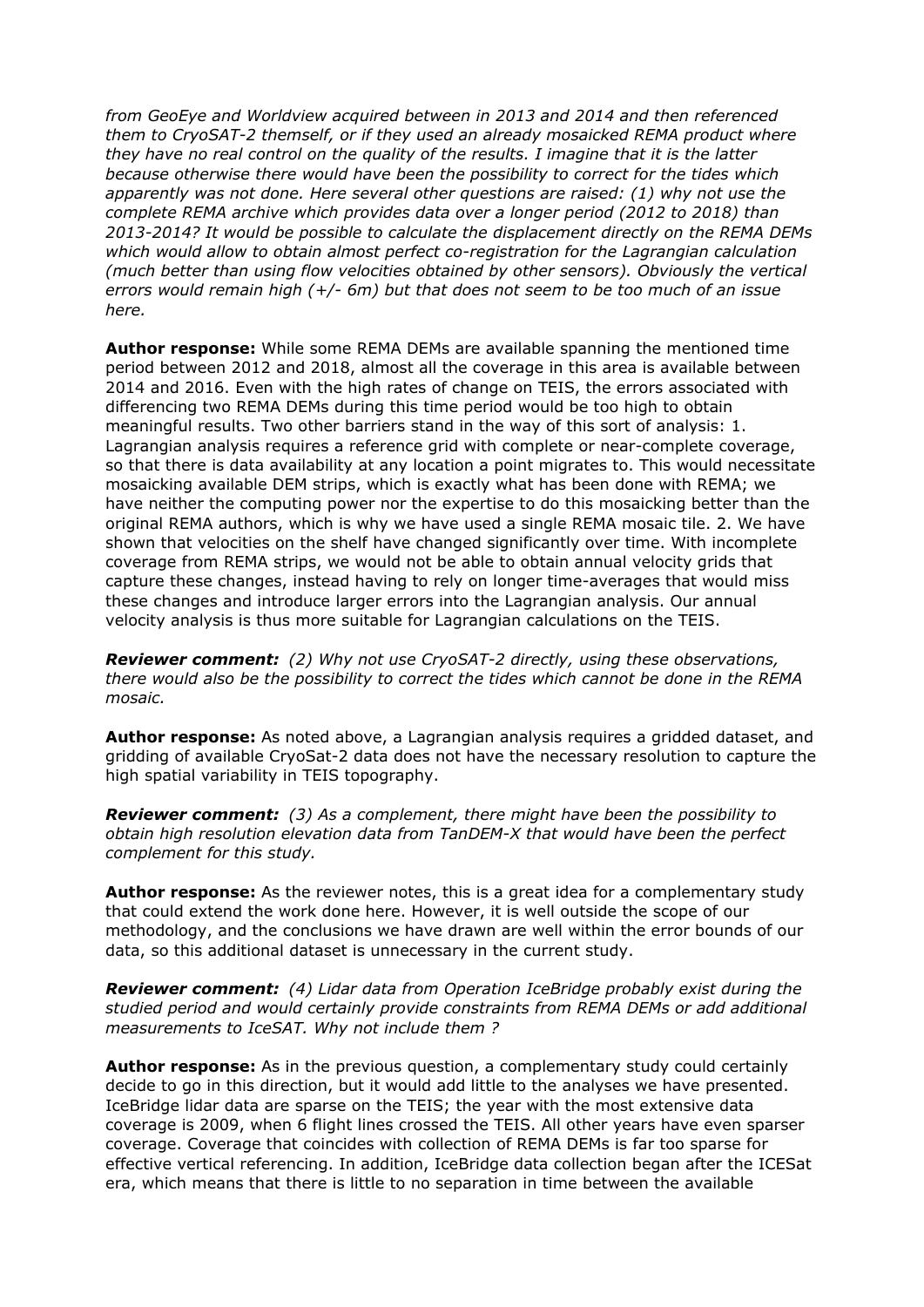*from GeoEye and Worldview acquired between in 2013 and 2014 and then referenced them to CryoSAT-2 themself, or if they used an already mosaicked REMA product where they have no real control on the quality of the results. I imagine that it is the latter because otherwise there would have been the possibility to correct for the tides which apparently was not done. Here several other questions are raised: (1) why not use the complete REMA archive which provides data over a longer period (2012 to 2018) than 2013-2014? It would be possible to calculate the displacement directly on the REMA DEMs which would allow to obtain almost perfect co-registration for the Lagrangian calculation (much better than using flow velocities obtained by other sensors). Obviously the vertical errors would remain high (+/- 6m) but that does not seem to be too much of an issue here.*

**Author response:** While some REMA DEMs are available spanning the mentioned time period between 2012 and 2018, almost all the coverage in this area is available between 2014 and 2016. Even with the high rates of change on TEIS, the errors associated with differencing two REMA DEMs during this time period would be too high to obtain meaningful results. Two other barriers stand in the way of this sort of analysis: 1. Lagrangian analysis requires a reference grid with complete or near-complete coverage, so that there is data availability at any location a point migrates to. This would necessitate mosaicking available DEM strips, which is exactly what has been done with REMA; we have neither the computing power nor the expertise to do this mosaicking better than the original REMA authors, which is why we have used a single REMA mosaic tile. 2. We have shown that velocities on the shelf have changed significantly over time. With incomplete coverage from REMA strips, we would not be able to obtain annual velocity grids that capture these changes, instead having to rely on longer time-averages that would miss these changes and introduce larger errors into the Lagrangian analysis. Our annual velocity analysis is thus more suitable for Lagrangian calculations on the TEIS.

***Reviewer comment:*** *(2) Why not use CryoSAT-2 directly, using these observations, there would also be the possibility to correct the tides which cannot be done in the REMA mosaic.*

**Author response:** As noted above, a Lagrangian analysis requires a gridded dataset, and gridding of available CryoSat-2 data does not have the necessary resolution to capture the high spatial variability in TEIS topography.

***Reviewer comment:*** *(3) As a complement, there might have been the possibility to obtain high resolution elevation data from TanDEM-X that would have been the perfect complement for this study.*

**Author response:** As the reviewer notes, this is a great idea for a complementary study that could extend the work done here. However, it is well outside the scope of our methodology, and the conclusions we have drawn are well within the error bounds of our data, so this additional dataset is unnecessary in the current study.

***Reviewer comment:*** *(4) Lidar data from Operation IceBridge probably exist during the studied period and would certainly provide constraints from REMA DEMs or add additional measurements to IceSAT. Why not include them ?*

**Author response:** As in the previous question, a complementary study could certainly decide to go in this direction, but it would add little to the analyses we have presented. IceBridge lidar data are sparse on the TEIS; the year with the most extensive data coverage is 2009, when 6 flight lines crossed the TEIS. All other years have even sparser coverage. Coverage that coincides with collection of REMA DEMs is far too sparse for effective vertical referencing. In addition, IceBridge data collection began after the ICESat era, which means that there is little to no separation in time between the available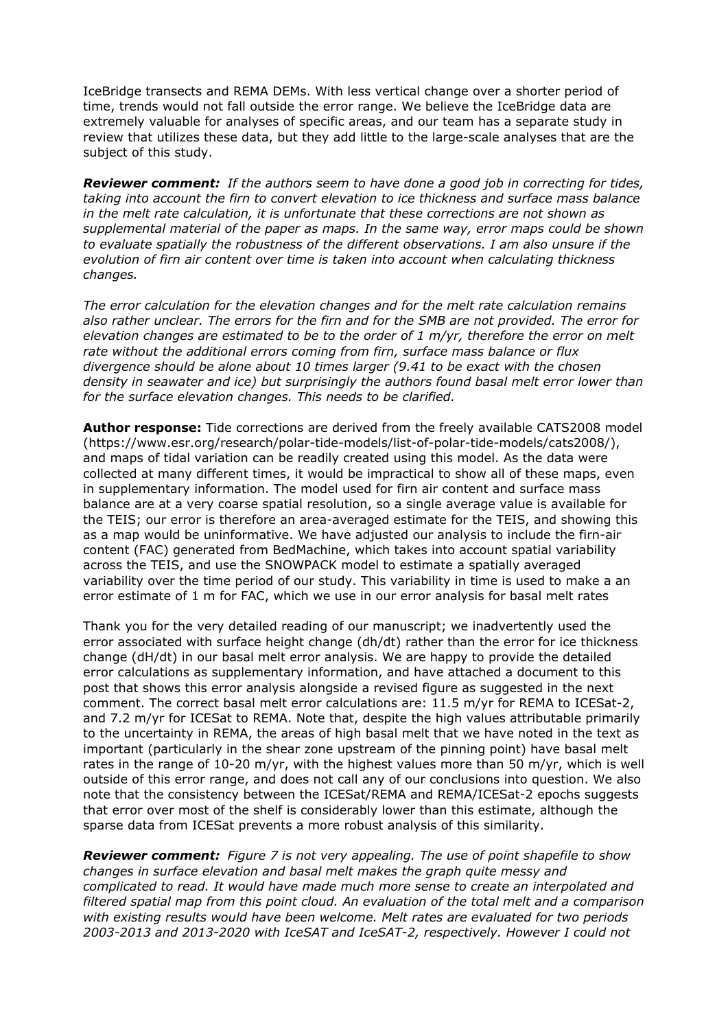IceBridge transects and REMA DEMs. With less vertical change over a shorter period of time, trends would not fall outside the error range. We believe the IceBridge data are extremely valuable for analyses of specific areas, and our team has a separate study in review that utilizes these data, but they add little to the large-scale analyses that are the subject of this study.

***Reviewer comment:*** *If the authors seem to have done a good job in correcting for tides, taking into account the firn to convert elevation to ice thickness and surface mass balance in the melt rate calculation, it is unfortunate that these corrections are not shown as supplemental material of the paper as maps. In the same way, error maps could be shown to evaluate spatially the robustness of the different observations. I am also unsure if the evolution of firn air content over time is taken into account when calculating thickness changes.*

*The error calculation for the elevation changes and for the melt rate calculation remains also rather unclear. The errors for the firn and for the SMB are not provided. The error for elevation changes are estimated to be to the order of 1 m/yr, therefore the error on melt rate without the additional errors coming from firn, surface mass balance or flux divergence should be alone about 10 times larger (9.41 to be exact with the chosen density in seawater and ice) but surprisingly the authors found basal melt error lower than for the surface elevation changes. This needs to be clarified.*

**Author response:** Tide corrections are derived from the freely available CATS2008 model (https://www.esr.org/research/polar-tide-models/list-of-polar-tide-models/cats2008/), and maps of tidal variation can be readily created using this model. As the data were collected at many different times, it would be impractical to show all of these maps, even in supplementary information. The model used for firn air content and surface mass balance are at a very coarse spatial resolution, so a single average value is available for the TEIS; our error is therefore an area-averaged estimate for the TEIS, and showing this as a map would be uninformative. We have adjusted our analysis to include the firn-air content (FAC) generated from BedMachine, which takes into account spatial variability across the TEIS, and use the SNOWPACK model to estimate a spatially averaged variability over the time period of our study. This variability in time is used to make a an error estimate of 1 m for FAC, which we use in our error analysis for basal melt rates

Thank you for the very detailed reading of our manuscript; we inadvertently used the error associated with surface height change (dh/dt) rather than the error for ice thickness change (dH/dt) in our basal melt error analysis. We are happy to provide the detailed error calculations as supplementary information, and have attached a document to this post that shows this error analysis alongside a revised figure as suggested in the next comment. The correct basal melt error calculations are: 11.5 m/yr for REMA to ICESat-2, and 7.2 m/yr for ICESat to REMA. Note that, despite the high values attributable primarily to the uncertainty in REMA, the areas of high basal melt that we have noted in the text as important (particularly in the shear zone upstream of the pinning point) have basal melt rates in the range of 10-20 m/yr, with the highest values more than 50 m/yr, which is well outside of this error range, and does not call any of our conclusions into question. We also note that the consistency between the ICESat/REMA and REMA/ICESat-2 epochs suggests that error over most of the shelf is considerably lower than this estimate, although the sparse data from ICESat prevents a more robust analysis of this similarity.

***Reviewer comment:*** *Figure 7 is not very appealing. The use of point shapefile to show changes in surface elevation and basal melt makes the graph quite messy and complicated to read. It would have made much more sense to create an interpolated and filtered spatial map from this point cloud. An evaluation of the total melt and a comparison with existing results would have been welcome. Melt rates are evaluated for two periods 2003-2013 and 2013-2020 with IceSAT and IceSAT-2, respectively. However I could not*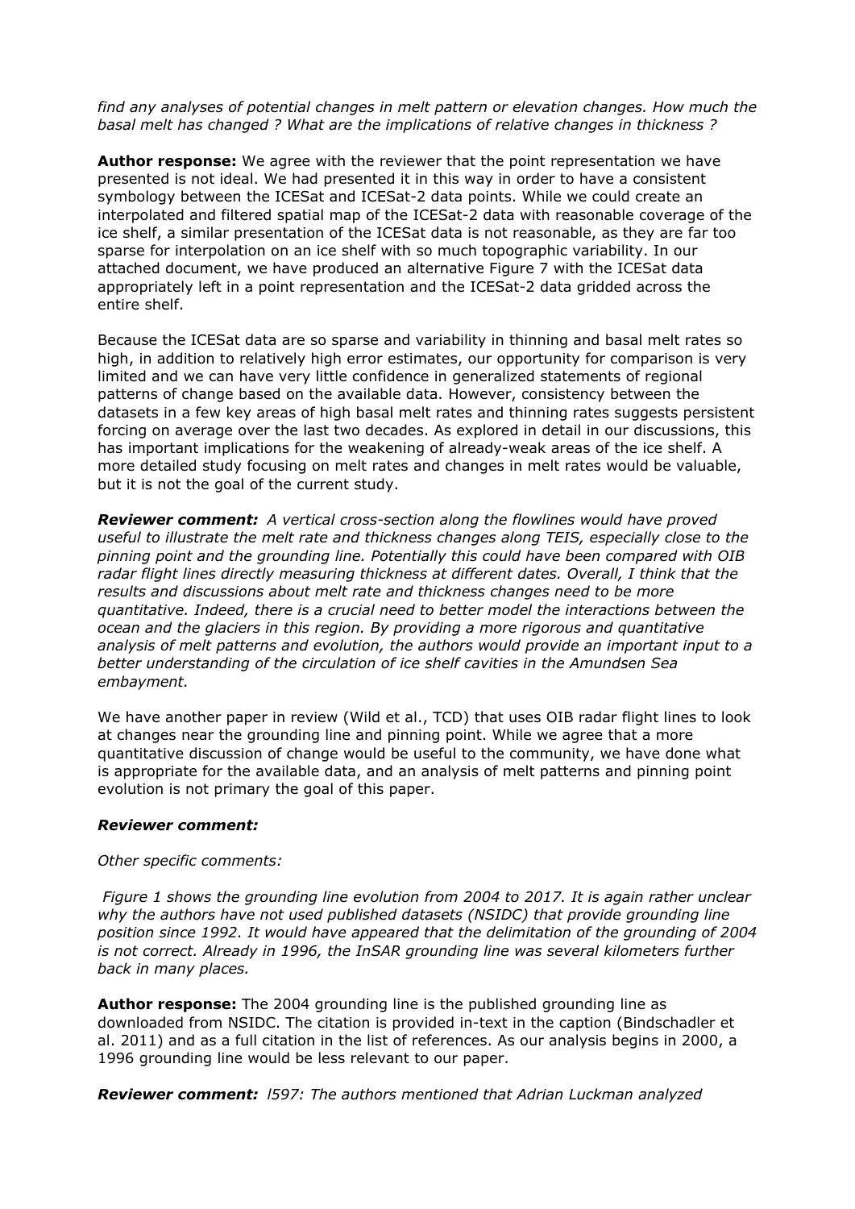*find any analyses of potential changes in melt pattern or elevation changes. How much the basal melt has changed ? What are the implications of relative changes in thickness ?*

**Author response:** We agree with the reviewer that the point representation we have presented is not ideal. We had presented it in this way in order to have a consistent symbology between the ICESat and ICESat-2 data points. While we could create an interpolated and filtered spatial map of the ICESat-2 data with reasonable coverage of the ice shelf, a similar presentation of the ICESat data is not reasonable, as they are far too sparse for interpolation on an ice shelf with so much topographic variability. In our attached document, we have produced an alternative Figure 7 with the ICESat data appropriately left in a point representation and the ICESat-2 data gridded across the entire shelf.

Because the ICESat data are so sparse and variability in thinning and basal melt rates so high, in addition to relatively high error estimates, our opportunity for comparison is very limited and we can have very little confidence in generalized statements of regional patterns of change based on the available data. However, consistency between the datasets in a few key areas of high basal melt rates and thinning rates suggests persistent forcing on average over the last two decades. As explored in detail in our discussions, this has important implications for the weakening of already-weak areas of the ice shelf. A more detailed study focusing on melt rates and changes in melt rates would be valuable, but it is not the goal of the current study.

***Reviewer comment:*** *A vertical cross-section along the flowlines would have proved useful to illustrate the melt rate and thickness changes along TEIS, especially close to the pinning point and the grounding line. Potentially this could have been compared with OIB radar flight lines directly measuring thickness at different dates. Overall, I think that the results and discussions about melt rate and thickness changes need to be more quantitative. Indeed, there is a crucial need to better model the interactions between the ocean and the glaciers in this region. By providing a more rigorous and quantitative analysis of melt patterns and evolution, the authors would provide an important input to a better understanding of the circulation of ice shelf cavities in the Amundsen Sea embayment.*

We have another paper in review (Wild et al., TCD) that uses OIB radar flight lines to look at changes near the grounding line and pinning point. While we agree that a more quantitative discussion of change would be useful to the community, we have done what is appropriate for the available data, and an analysis of melt patterns and pinning point evolution is not primary the goal of this paper.

***Reviewer comment:***

*Other specific comments:*

*Figure 1 shows the grounding line evolution from 2004 to 2017. It is again rather unclear why the authors have not used published datasets (NSIDC) that provide grounding line position since 1992. It would have appeared that the delimitation of the grounding of 2004 is not correct. Already in 1996, the InSAR grounding line was several kilometers further back in many places.*

**Author response:** The 2004 grounding line is the published grounding line as downloaded from NSIDC. The citation is provided in-text in the caption (Bindschadler et al. 2011) and as a full citation in the list of references. As our analysis begins in 2000, a 1996 grounding line would be less relevant to our paper.

***Reviewer comment:*** *l597: The authors mentioned that Adrian Luckman analyzed*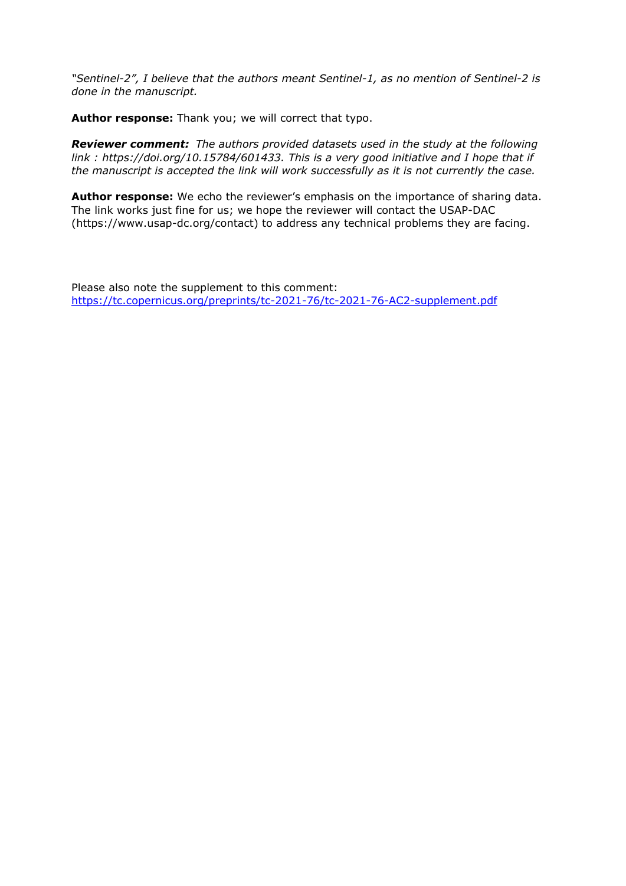*"Sentinel-2", I believe that the authors meant Sentinel-1, as no mention of Sentinel-2 is done in the manuscript.*

**Author response:** Thank you; we will correct that typo.

***Reviewer comment:*** *The authors provided datasets used in the study at the following link : https://doi.org/10.15784/601433. This is a very good initiative and I hope that if the manuscript is accepted the link will work successfully as it is not currently the case.*

**Author response:** We echo the reviewer's emphasis on the importance of sharing data. The link works just fine for us; we hope the reviewer will contact the USAP-DAC (https://www.usap-dc.org/contact) to address any technical problems they are facing.

Please also note the supplement to this comment:
https://tc.copernicus.org/preprints/tc-2021-76/tc-2021-76-AC2-supplement.pdf